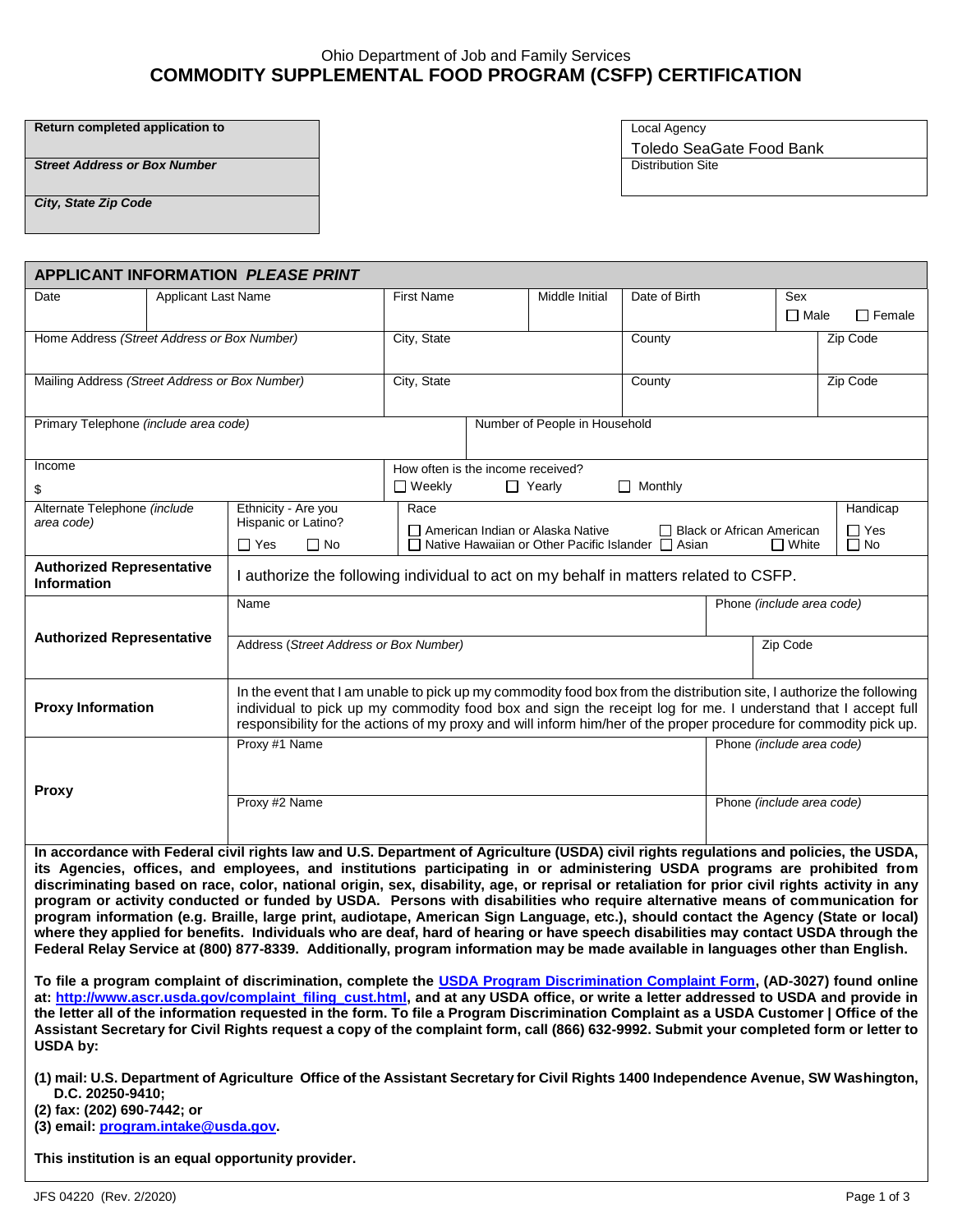Ohio Department of Job and Family Services

# COMMODITY SUPPLEMENTAL FOOD PROGRAM (CSFP) CERTIFICATION

| Return completed application to |
|---|
| ***Street Address or Box Number*** |
| ***City, State Zip Code*** |

| Local Agency |
|---|
| Toledo SeaGate Food Bank |
| Distribution Site |

## APPLICANT INFORMATION *PLEASE PRINT*

| Date | Applicant Last Name | First Name | Middle Initial | Date of Birth | Sex ☐ Male ☐ Female |
|---|---|---|---|---|---|
| Home Address *(Street Address or Box Number)* | | City, State | | County | Zip Code |
| Mailing Address *(Street Address or Box Number)* | | City, State | | County | Zip Code |
| Primary Telephone *(include area code)* | | | Number of People in Household | | |
| Income $ | | How often is the income received? ☐ Weekly ☐ Yearly ☐ Monthly | | | |
| Alternate Telephone *(include area code)* | Ethnicity - Are you Hispanic or Latino? ☐ Yes ☐ No | Race ☐ American Indian or Alaska Native ☐ Black or African American ☐ Native Hawaiian or Other Pacific Islander ☐ Asian ☐ White | | | Handicap ☐ Yes ☐ No |

| **Authorized Representative Information** | I authorize the following individual to act on my behalf in matters related to CSFP. | |
|---|---|---|
| **Authorized Representative** | Name | Phone *(include area code)* |
| | Address (*Street Address or Box Number)* | Zip Code |
| **Proxy Information** | In the event that I am unable to pick up my commodity food box from the distribution site, I authorize the following individual to pick up my commodity food box and sign the receipt log for me. I understand that I accept full responsibility for the actions of my proxy and will inform him/her of the proper procedure for commodity pick up. | |
| **Proxy** | Proxy #1 Name | Phone *(include area code)* |
| | Proxy #2 Name | Phone *(include area code)* |

**In accordance with Federal civil rights law and U.S. Department of Agriculture (USDA) civil rights regulations and policies, the USDA, its Agencies, offices, and employees, and institutions participating in or administering USDA programs are prohibited from discriminating based on race, color, national origin, sex, disability, age, or reprisal or retaliation for prior civil rights activity in any program or activity conducted or funded by USDA. Persons with disabilities who require alternative means of communication for program information (e.g. Braille, large print, audiotape, American Sign Language, etc.), should contact the Agency (State or local) where they applied for benefits. Individuals who are deaf, hard of hearing or have speech disabilities may contact USDA through the Federal Relay Service at (800) 877-8339. Additionally, program information may be made available in languages other than English.**

**To file a program complaint of discrimination, complete the USDA Program Discrimination Complaint Form, (AD-3027) found online at: http://www.ascr.usda.gov/complaint_filing_cust.html, and at any USDA office, or write a letter addressed to USDA and provide in the letter all of the information requested in the form. To file a Program Discrimination Complaint as a USDA Customer | Office of the Assistant Secretary for Civil Rights request a copy of the complaint form, call (866) 632-9992. Submit your completed form or letter to USDA by:**

**(1) mail: U.S. Department of Agriculture Office of the Assistant Secretary for Civil Rights 1400 Independence Avenue, SW Washington, D.C. 20250-9410;**
**(2) fax: (202) 690-7442; or**
**(3) email: program.intake@usda.gov.**

**This institution is an equal opportunity provider.**

JFS 04220 (Rev. 2/2020)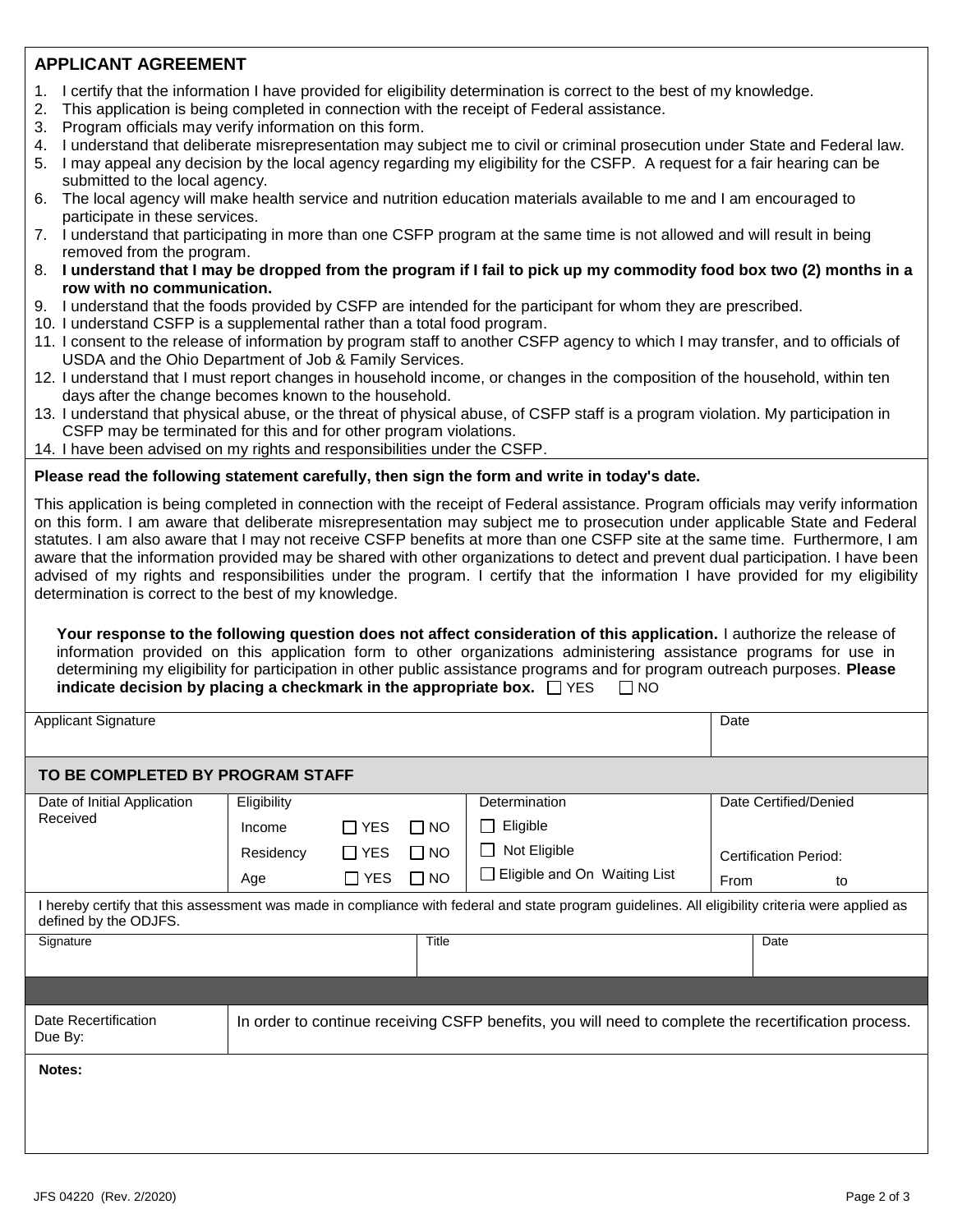## APPLICANT AGREEMENT

1. I certify that the information I have provided for eligibility determination is correct to the best of my knowledge.
2. This application is being completed in connection with the receipt of Federal assistance.
3. Program officials may verify information on this form.
4. I understand that deliberate misrepresentation may subject me to civil or criminal prosecution under State and Federal law.
5. I may appeal any decision by the local agency regarding my eligibility for the CSFP. A request for a fair hearing can be submitted to the local agency.
6. The local agency will make health service and nutrition education materials available to me and I am encouraged to participate in these services.
7. I understand that participating in more than one CSFP program at the same time is not allowed and will result in being removed from the program.
8. **I understand that I may be dropped from the program if I fail to pick up my commodity food box two (2) months in a row with no communication.**
9. I understand that the foods provided by CSFP are intended for the participant for whom they are prescribed.
10. I understand CSFP is a supplemental rather than a total food program.
11. I consent to the release of information by program staff to another CSFP agency to which I may transfer, and to officials of USDA and the Ohio Department of Job & Family Services.
12. I understand that I must report changes in household income, or changes in the composition of the household, within ten days after the change becomes known to the household.
13. I understand that physical abuse, or the threat of physical abuse, of CSFP staff is a program violation. My participation in CSFP may be terminated for this and for other program violations.
14. I have been advised on my rights and responsibilities under the CSFP.

**Please read the following statement carefully, then sign the form and write in today's date.**

This application is being completed in connection with the receipt of Federal assistance. Program officials may verify information on this form. I am aware that deliberate misrepresentation may subject me to prosecution under applicable State and Federal statutes. I am also aware that I may not receive CSFP benefits at more than one CSFP site at the same time. Furthermore, I am aware that the information provided may be shared with other organizations to detect and prevent dual participation. I have been advised of my rights and responsibilities under the program. I certify that the information I have provided for my eligibility determination is correct to the best of my knowledge.

**Your response to the following question does not affect consideration of this application.** I authorize the release of information provided on this application form to other organizations administering assistance programs for use in determining my eligibility for participation in other public assistance programs and for program outreach purposes. **Please indicate decision by placing a checkmark in the appropriate box.** ☐ YES ☐ NO

| Applicant Signature | Date |
|---|---|
| | |

### TO BE COMPLETED BY PROGRAM STAFF

| Date of Initial Application Received | Eligibility | | | Determination | Date Certified/Denied |
|---|---|---|---|---|---|
| | Income | ☐ YES | ☐ NO | ☐ Eligible | |
| | Residency | ☐ YES | ☐ NO | ☐ Not Eligible | Certification Period: |
| | Age | ☐ YES | ☐ NO | ☐ Eligible and On Waiting List | From to |

I hereby certify that this assessment was made in compliance with federal and state program guidelines. All eligibility criteria were applied as defined by the ODJFS.

| Signature | Title | Date |
|---|---|---|
| | | |

| Date Recertification Due By: | In order to continue receiving CSFP benefits, you will need to complete the recertification process. |
|---|---|

**Notes:**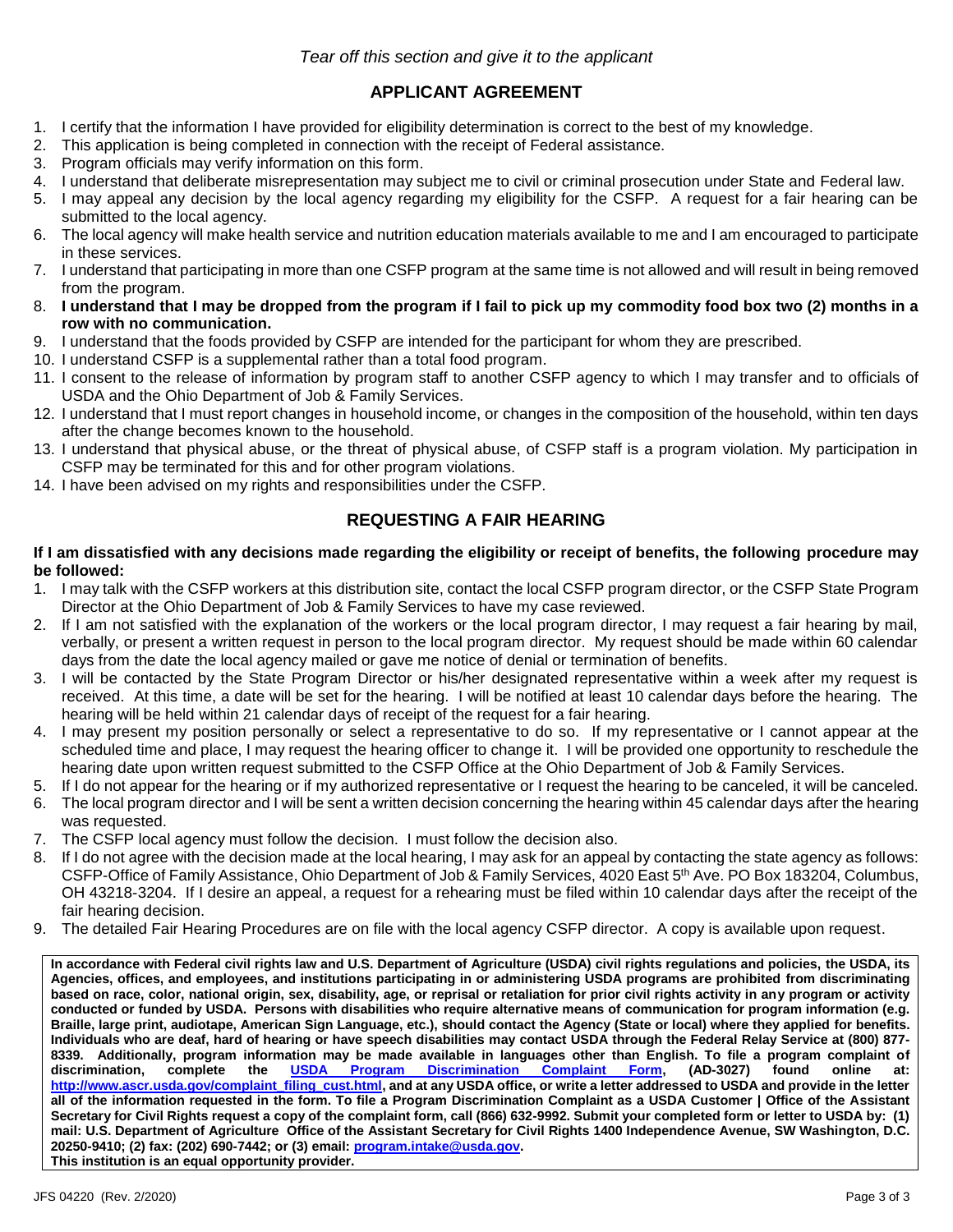*Tear off this section and give it to the applicant*

## APPLICANT AGREEMENT

1. I certify that the information I have provided for eligibility determination is correct to the best of my knowledge.
2. This application is being completed in connection with the receipt of Federal assistance.
3. Program officials may verify information on this form.
4. I understand that deliberate misrepresentation may subject me to civil or criminal prosecution under State and Federal law.
5. I may appeal any decision by the local agency regarding my eligibility for the CSFP. A request for a fair hearing can be submitted to the local agency.
6. The local agency will make health service and nutrition education materials available to me and I am encouraged to participate in these services.
7. I understand that participating in more than one CSFP program at the same time is not allowed and will result in being removed from the program.
8. **I understand that I may be dropped from the program if I fail to pick up my commodity food box two (2) months in a row with no communication.**
9. I understand that the foods provided by CSFP are intended for the participant for whom they are prescribed.
10. I understand CSFP is a supplemental rather than a total food program.
11. I consent to the release of information by program staff to another CSFP agency to which I may transfer and to officials of USDA and the Ohio Department of Job & Family Services.
12. I understand that I must report changes in household income, or changes in the composition of the household, within ten days after the change becomes known to the household.
13. I understand that physical abuse, or the threat of physical abuse, of CSFP staff is a program violation. My participation in CSFP may be terminated for this and for other program violations.
14. I have been advised on my rights and responsibilities under the CSFP.

## REQUESTING A FAIR HEARING

**If I am dissatisfied with any decisions made regarding the eligibility or receipt of benefits, the following procedure may be followed:**

1. I may talk with the CSFP workers at this distribution site, contact the local CSFP program director, or the CSFP State Program Director at the Ohio Department of Job & Family Services to have my case reviewed.
2. If I am not satisfied with the explanation of the workers or the local program director, I may request a fair hearing by mail, verbally, or present a written request in person to the local program director. My request should be made within 60 calendar days from the date the local agency mailed or gave me notice of denial or termination of benefits.
3. I will be contacted by the State Program Director or his/her designated representative within a week after my request is received. At this time, a date will be set for the hearing. I will be notified at least 10 calendar days before the hearing. The hearing will be held within 21 calendar days of receipt of the request for a fair hearing.
4. I may present my position personally or select a representative to do so. If my representative or I cannot appear at the scheduled time and place, I may request the hearing officer to change it. I will be provided one opportunity to reschedule the hearing date upon written request submitted to the CSFP Office at the Ohio Department of Job & Family Services.
5. If I do not appear for the hearing or if my authorized representative or I request the hearing to be canceled, it will be canceled.
6. The local program director and I will be sent a written decision concerning the hearing within 45 calendar days after the hearing was requested.
7. The CSFP local agency must follow the decision. I must follow the decision also.
8. If I do not agree with the decision made at the local hearing, I may ask for an appeal by contacting the state agency as follows: CSFP-Office of Family Assistance, Ohio Department of Job & Family Services, 4020 East 5th Ave. PO Box 183204, Columbus, OH 43218-3204. If I desire an appeal, a request for a rehearing must be filed within 10 calendar days after the receipt of the fair hearing decision.
9. The detailed Fair Hearing Procedures are on file with the local agency CSFP director. A copy is available upon request.

**In accordance with Federal civil rights law and U.S. Department of Agriculture (USDA) civil rights regulations and policies, the USDA, its Agencies, offices, and employees, and institutions participating in or administering USDA programs are prohibited from discriminating based on race, color, national origin, sex, disability, age, or reprisal or retaliation for prior civil rights activity in any program or activity conducted or funded by USDA. Persons with disabilities who require alternative means of communication for program information (e.g. Braille, large print, audiotape, American Sign Language, etc.), should contact the Agency (State or local) where they applied for benefits. Individuals who are deaf, hard of hearing or have speech disabilities may contact USDA through the Federal Relay Service at (800) 877-8339. Additionally, program information may be made available in languages other than English. To file a program complaint of discrimination, complete the [USDA Program Discrimination Complaint Form](http://www.ascr.usda.gov/complaint_filing_cust.html), (AD-3027) found online at: [http://www.ascr.usda.gov/complaint_filing_cust.html](http://www.ascr.usda.gov/complaint_filing_cust.html), and at any USDA office, or write a letter addressed to USDA and provide in the letter all of the information requested in the form. To file a Program Discrimination Complaint as a USDA Customer | Office of the Assistant Secretary for Civil Rights request a copy of the complaint form, call (866) 632-9992. Submit your completed form or letter to USDA by: (1) mail: U.S. Department of Agriculture Office of the Assistant Secretary for Civil Rights 1400 Independence Avenue, SW Washington, D.C. 20250-9410; (2) fax: (202) 690-7442; or (3) email: [program.intake@usda.gov](mailto:program.intake@usda.gov).**
**This institution is an equal opportunity provider.**

JFS 04220 (Rev. 2/2020)